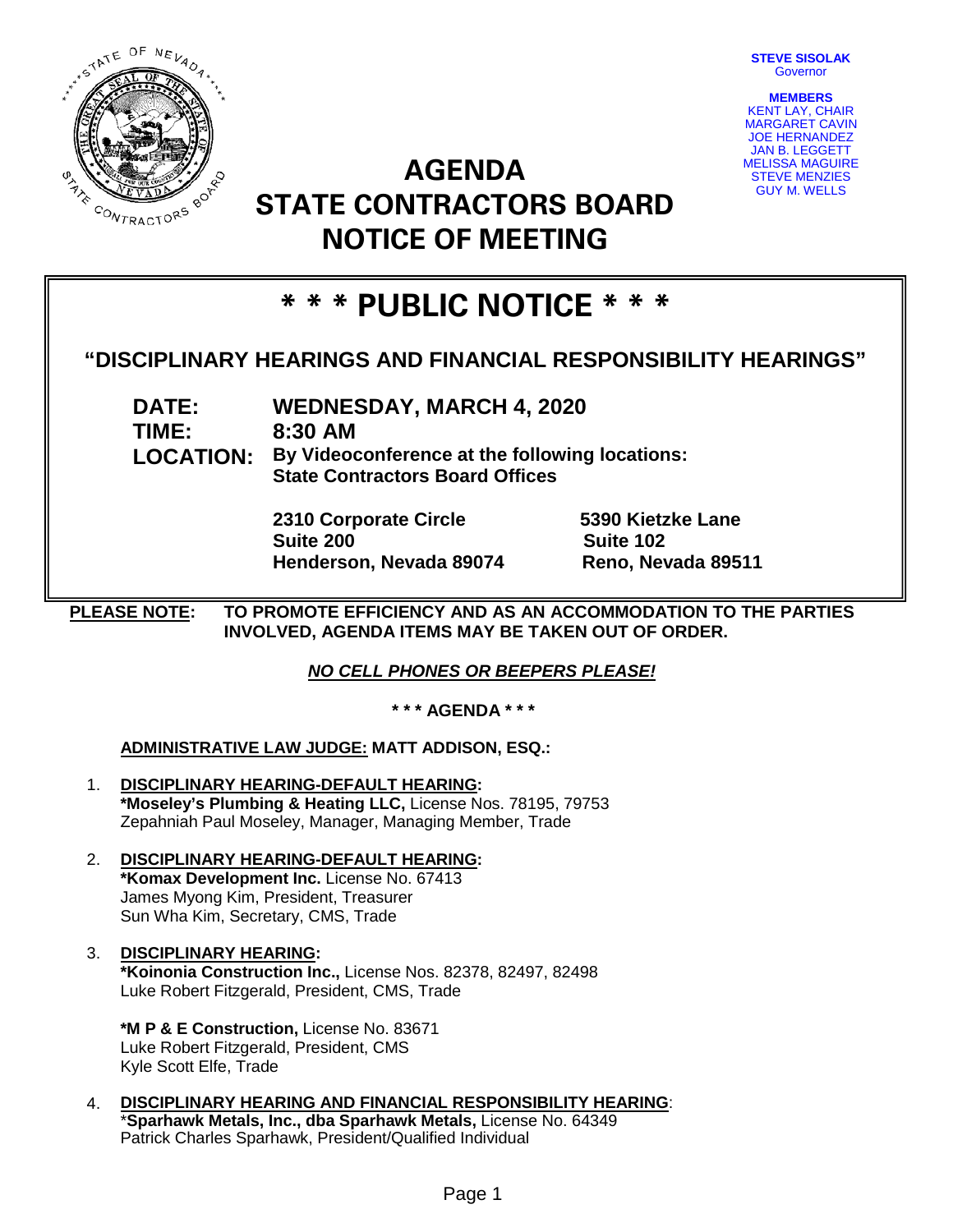**STEVE SISOLAK**
Governor

**MEMBERS**
KENT LAY, CHAIR
MARGARET CAVIN
JOE HERNANDEZ
JAN B. LEGGETT
MELISSA MAGUIRE
STEVE MENZIES
GUY M. WELLS

# AGENDA
# STATE CONTRACTORS BOARD
# NOTICE OF MEETING

## * * * PUBLIC NOTICE * * *

### "DISCIPLINARY HEARINGS AND FINANCIAL RESPONSIBILITY HEARINGS"

**DATE:** **WEDNESDAY, MARCH 4, 2020**
**TIME:** **8:30 AM**
**LOCATION:** **By Videoconference at the following locations:**
**State Contractors Board Offices**

**2310 Corporate Circle**
**Suite 200**
**Henderson, Nevada 89074**

**5390 Kietzke Lane**
**Suite 102**
**Reno, Nevada 89511**

**PLEASE NOTE: TO PROMOTE EFFICIENCY AND AS AN ACCOMMODATION TO THE PARTIES INVOLVED, AGENDA ITEMS MAY BE TAKEN OUT OF ORDER.**

***NO CELL PHONES OR BEEPERS PLEASE!***

**\* \* \* AGENDA \* \* \***

**ADMINISTRATIVE LAW JUDGE: MATT ADDISON, ESQ.:**

1. **DISCIPLINARY HEARING-DEFAULT HEARING:**
   **\*Moseley's Plumbing & Heating LLC,** License Nos. 78195, 79753
   Zepahniah Paul Moseley, Manager, Managing Member, Trade

2. **DISCIPLINARY HEARING-DEFAULT HEARING:**
   **\*Komax Development Inc.** License No. 67413
   James Myong Kim, President, Treasurer
   Sun Wha Kim, Secretary, CMS, Trade

3. **DISCIPLINARY HEARING:**
   **\*Koinonia Construction Inc.,** License Nos. 82378, 82497, 82498
   Luke Robert Fitzgerald, President, CMS, Trade

   **\*M P & E Construction,** License No. 83671
   Luke Robert Fitzgerald, President, CMS
   Kyle Scott Elfe, Trade

4. **DISCIPLINARY HEARING AND FINANCIAL RESPONSIBILITY HEARING:**
   \***Sparhawk Metals, Inc., dba Sparhawk Metals,** License No. 64349
   Patrick Charles Sparhawk, President/Qualified Individual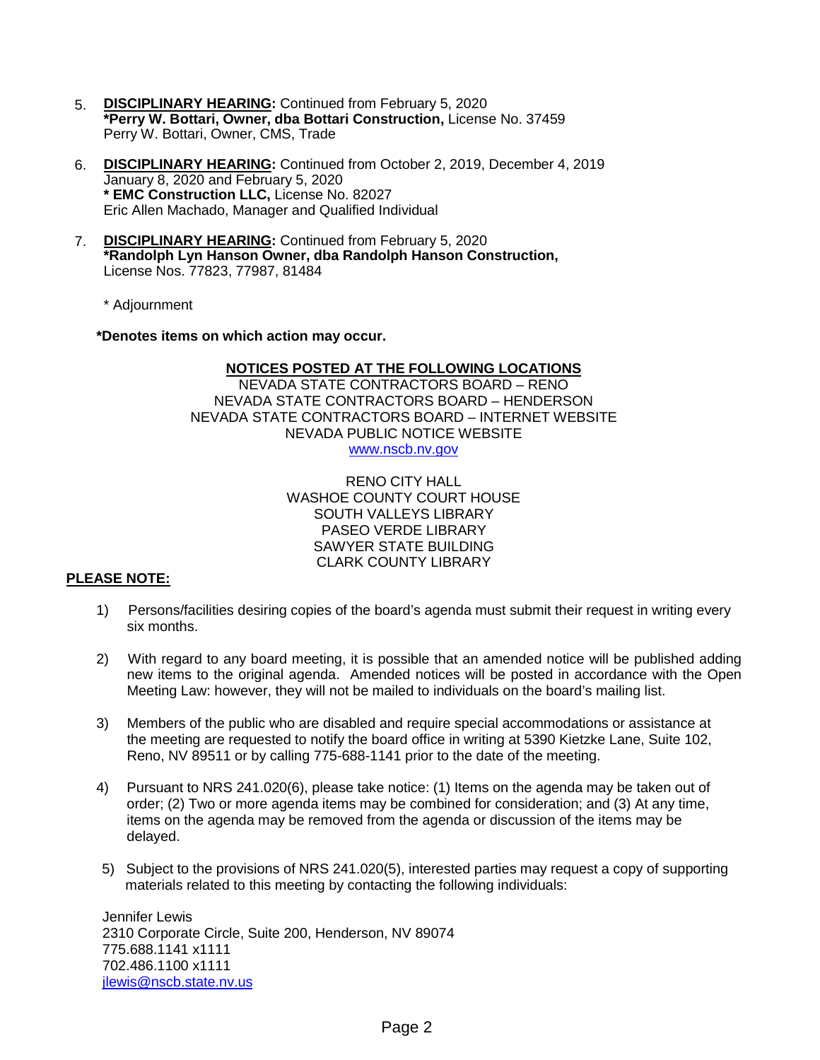5. **DISCIPLINARY HEARING:** Continued from February 5, 2020
**\*Perry W. Bottari, Owner, dba Bottari Construction,** License No. 37459
Perry W. Bottari, Owner, CMS, Trade

6. **DISCIPLINARY HEARING:** Continued from October 2, 2019, December 4, 2019
January 8, 2020 and February 5, 2020
**\* EMC Construction LLC,** License No. 82027
Eric Allen Machado, Manager and Qualified Individual

7. **DISCIPLINARY HEARING:** Continued from February 5, 2020
**\*Randolph Lyn Hanson Owner, dba Randolph Hanson Construction,**
License Nos. 77823, 77987, 81484

\* Adjournment

**\*Denotes items on which action may occur.**

**NOTICES POSTED AT THE FOLLOWING LOCATIONS**

NEVADA STATE CONTRACTORS BOARD – RENO
NEVADA STATE CONTRACTORS BOARD – HENDERSON
NEVADA STATE CONTRACTORS BOARD – INTERNET WEBSITE
NEVADA PUBLIC NOTICE WEBSITE
www.nscb.nv.gov

RENO CITY HALL
WASHOE COUNTY COURT HOUSE
SOUTH VALLEYS LIBRARY
PASEO VERDE LIBRARY
SAWYER STATE BUILDING
CLARK COUNTY LIBRARY

**PLEASE NOTE:**

1) Persons/facilities desiring copies of the board's agenda must submit their request in writing every six months.

2) With regard to any board meeting, it is possible that an amended notice will be published adding new items to the original agenda. Amended notices will be posted in accordance with the Open Meeting Law: however, they will not be mailed to individuals on the board's mailing list.

3) Members of the public who are disabled and require special accommodations or assistance at the meeting are requested to notify the board office in writing at 5390 Kietzke Lane, Suite 102, Reno, NV 89511 or by calling 775-688-1141 prior to the date of the meeting.

4) Pursuant to NRS 241.020(6), please take notice: (1) Items on the agenda may be taken out of order; (2) Two or more agenda items may be combined for consideration; and (3) At any time, items on the agenda may be removed from the agenda or discussion of the items may be delayed.

5) Subject to the provisions of NRS 241.020(5), interested parties may request a copy of supporting materials related to this meeting by contacting the following individuals:

Jennifer Lewis
2310 Corporate Circle, Suite 200, Henderson, NV 89074
775.688.1141 x1111
702.486.1100 x1111
jlewis@nscb.state.nv.us